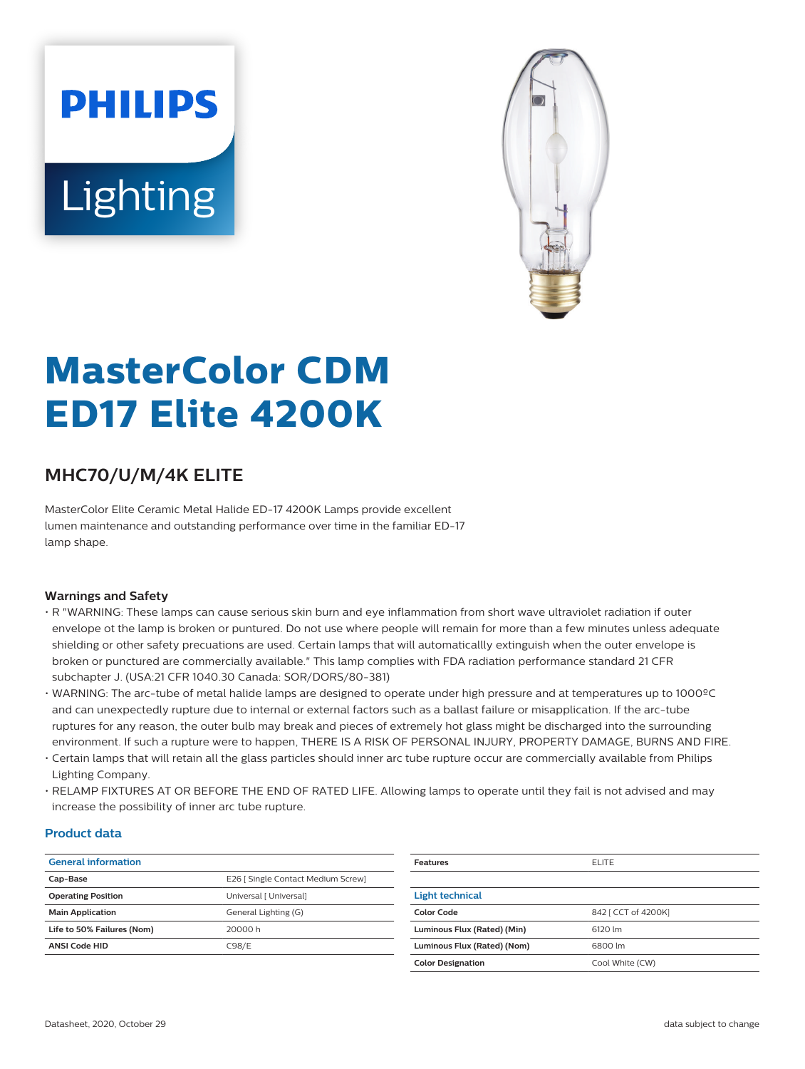PHILIPS

Lighting

# MasterColor CDM ED17 Elite 4200K

## MHC70/U/M/4K ELITE

MasterColor Elite Ceramic Metal Halide ED-17 4200K Lamps provide excellent lumen maintenance and outstanding performance over time in the familiar ED-17 lamp shape.

### Warnings and Safety

- R "WARNING: These lamps can cause serious skin burn and eye inflammation from short wave ultraviolet radiation if outer envelope ot the lamp is broken or puntured. Do not use where people will remain for more than a few minutes unless adequate shielding or other safety precautions are used. Certain lamps that will automaticallly extinguish when the outer envelope is broken or punctured are commercially available." This lamp complies with FDA radiation performance standard 21 CFR subchapter J. (USA:21 CFR 1040.30 Canada: SOR/DORS/80-381)
- WARNING: The arc-tube of metal halide lamps are designed to operate under high pressure and at temperatures up to 1000ºC and can unexpectedly rupture due to internal or external factors such as a ballast failure or misapplication. If the arc-tube ruptures for any reason, the outer bulb may break and pieces of extremely hot glass might be discharged into the surrounding environment. If such a rupture were to happen, THERE IS A RISK OF PERSONAL INJURY, PROPERTY DAMAGE, BURNS AND FIRE.
- Certain lamps that will retain all the glass particles should inner arc tube rupture occur are commercially available from Philips Lighting Company.
- RELAMP FIXTURES AT OR BEFORE THE END OF RATED LIFE. Allowing lamps to operate until they fail is not advised and may increase the possibility of inner arc tube rupture.

### Product data

| General information | |
|---|---|
| **Cap-Base** | E26 [ Single Contact Medium Screw] |
| **Operating Position** | Universal [ Universal] |
| **Main Application** | General Lighting (G) |
| **Life to 50% Failures (Nom)** | 20000 h |
| **ANSI Code HID** | C98/E |

| | |
|---|---|
| **Features** | ELITE |

| Light technical | |
|---|---|
| **Color Code** | 842 [ CCT of 4200K] |
| **Luminous Flux (Rated) (Min)** | 6120 lm |
| **Luminous Flux (Rated) (Nom)** | 6800 lm |
| **Color Designation** | Cool White (CW) |

Datasheet, 2020, October 29 data subject to change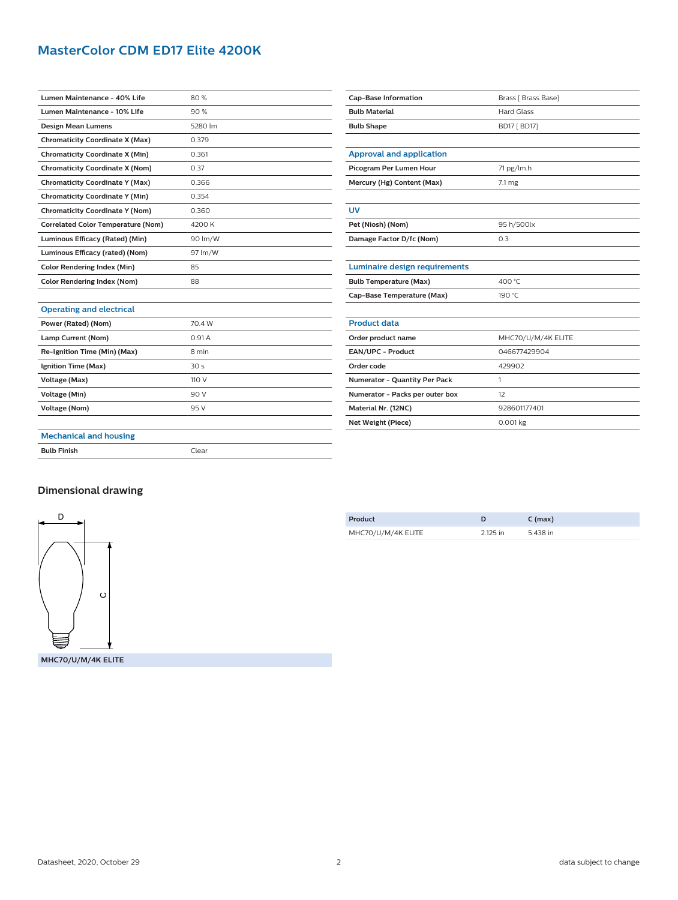## MasterColor CDM ED17 Elite 4200K

| | |
|---|---|
| **Lumen Maintenance - 40% Life** | 80 % |
| **Lumen Maintenance - 10% Life** | 90 % |
| **Design Mean Lumens** | 5280 lm |
| **Chromaticity Coordinate X (Max)** | 0.379 |
| **Chromaticity Coordinate X (Min)** | 0.361 |
| **Chromaticity Coordinate X (Nom)** | 0.37 |
| **Chromaticity Coordinate Y (Max)** | 0.366 |
| **Chromaticity Coordinate Y (Min)** | 0.354 |
| **Chromaticity Coordinate Y (Nom)** | 0.360 |
| **Correlated Color Temperature (Nom)** | 4200 K |
| **Luminous Efficacy (Rated) (Min)** | 90 lm/W |
| **Luminous Efficacy (rated) (Nom)** | 97 lm/W |
| **Color Rendering Index (Min)** | 85 |
| **Color Rendering Index (Nom)** | 88 |

### Operating and electrical

| | |
|---|---|
| **Power (Rated) (Nom)** | 70.4 W |
| **Lamp Current (Nom)** | 0.91 A |
| **Re-Ignition Time (Min) (Max)** | 8 min |
| **Ignition Time (Max)** | 30 s |
| **Voltage (Max)** | 110 V |
| **Voltage (Min)** | 90 V |
| **Voltage (Nom)** | 95 V |

### Mechanical and housing

| | |
|---|---|
| **Bulb Finish** | Clear |
| **Cap-Base Information** | Brass [ Brass Base] |
| **Bulb Material** | Hard Glass |
| **Bulb Shape** | BD17 [ BD17] |

### Approval and application

| | |
|---|---|
| **Picogram Per Lumen Hour** | 71 pg/lm.h |
| **Mercury (Hg) Content (Max)** | 7.1 mg |

### UV

| | |
|---|---|
| **Pet (Niosh) (Nom)** | 95 h/500lx |
| **Damage Factor D/fc (Nom)** | 0.3 |

### Luminaire design requirements

| | |
|---|---|
| **Bulb Temperature (Max)** | 400 °C |
| **Cap-Base Temperature (Max)** | 190 °C |

### Product data

| | |
|---|---|
| **Order product name** | MHC70/U/M/4K ELITE |
| **EAN/UPC - Product** | 046677429904 |
| **Order code** | 429902 |
| **Numerator - Quantity Per Pack** | 1 |
| **Numerator - Packs per outer box** | 12 |
| **Material Nr. (12NC)** | 928601177401 |
| **Net Weight (Piece)** | 0.001 kg |

## Dimensional drawing

D

C

**MHC70/U/M/4K ELITE**

| Product | D | C (max) |
|---|---|---|
| MHC70/U/M/4K ELITE | 2.125 in | 5.438 in |

Datasheet, 2020, October 29

data subject to change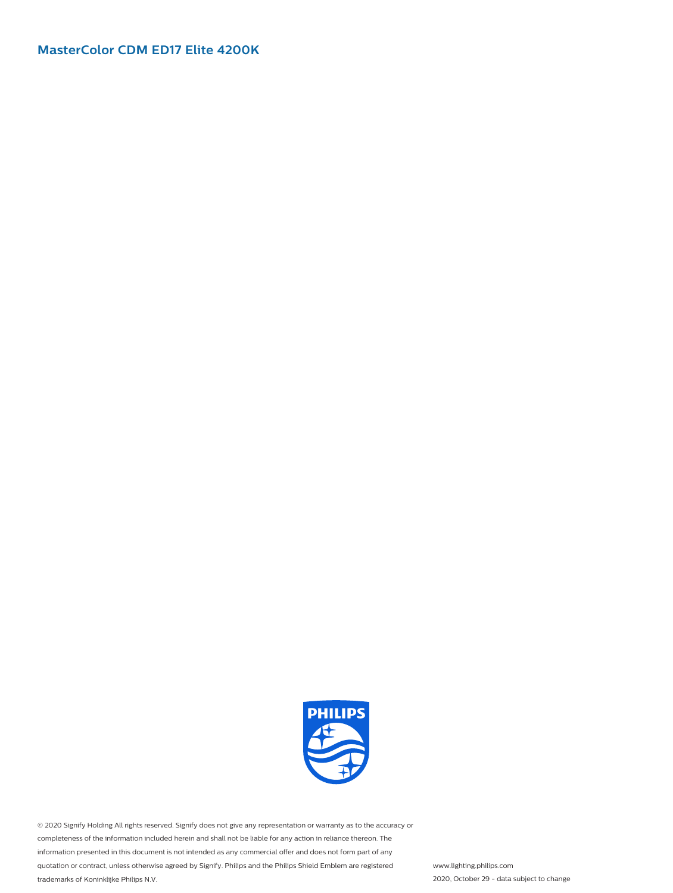© 2020 Signify Holding All rights reserved. Signify does not give any representation or warranty as to the accuracy or completeness of the information included herein and shall not be liable for any action in reliance thereon. The information presented in this document is not intended as any commercial offer and does not form part of any quotation or contract, unless otherwise agreed by Signify. Philips and the Philips Shield Emblem are registered trademarks of Koninklijke Philips N.V.

www.lighting.philips.com

2020, October 29 - data subject to change